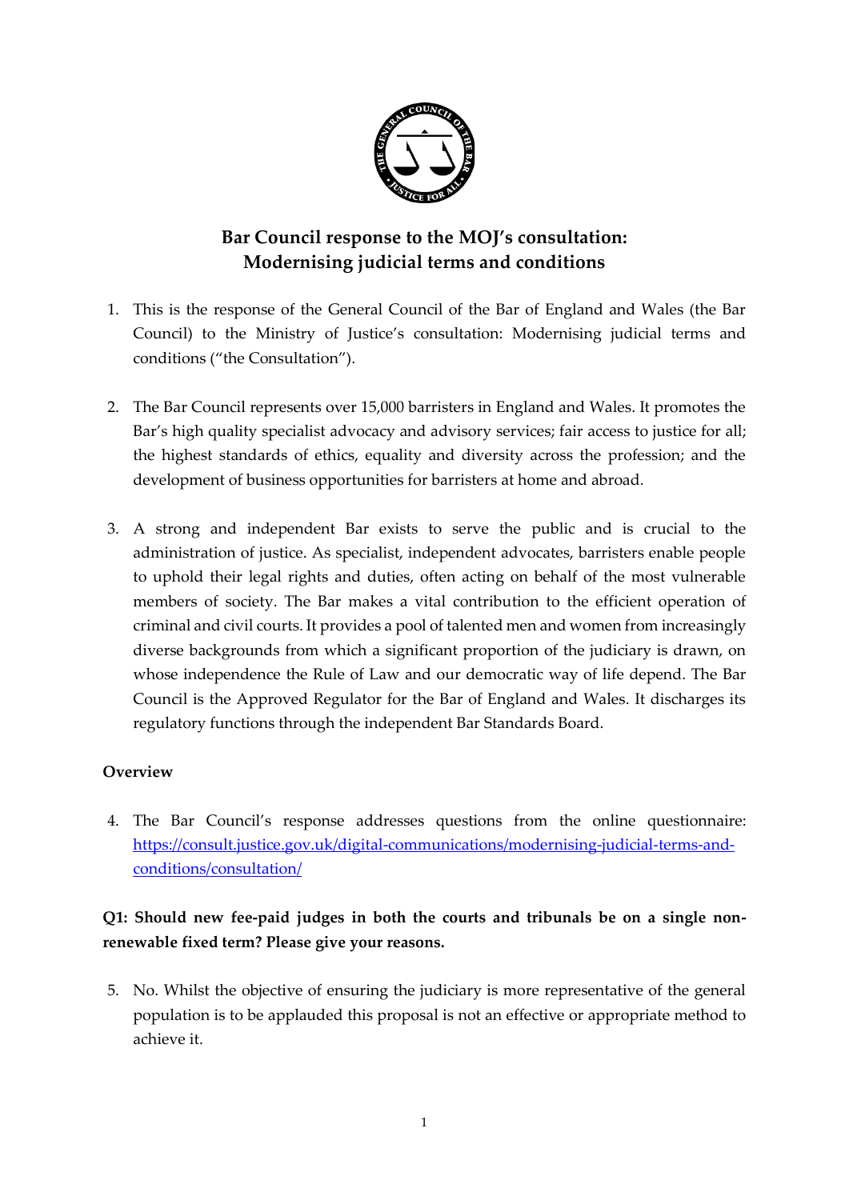# Bar Council response to the MOJ's consultation: Modernising judicial terms and conditions

1. This is the response of the General Council of the Bar of England and Wales (the Bar Council) to the Ministry of Justice's consultation: Modernising judicial terms and conditions ("the Consultation").

2. The Bar Council represents over 15,000 barristers in England and Wales. It promotes the Bar's high quality specialist advocacy and advisory services; fair access to justice for all; the highest standards of ethics, equality and diversity across the profession; and the development of business opportunities for barristers at home and abroad.

3. A strong and independent Bar exists to serve the public and is crucial to the administration of justice. As specialist, independent advocates, barristers enable people to uphold their legal rights and duties, often acting on behalf of the most vulnerable members of society. The Bar makes a vital contribution to the efficient operation of criminal and civil courts. It provides a pool of talented men and women from increasingly diverse backgrounds from which a significant proportion of the judiciary is drawn, on whose independence the Rule of Law and our democratic way of life depend. The Bar Council is the Approved Regulator for the Bar of England and Wales. It discharges its regulatory functions through the independent Bar Standards Board.

## Overview

4. The Bar Council's response addresses questions from the online questionnaire: [https://consult.justice.gov.uk/digital-communications/modernising-judicial-terms-and-conditions/consultation/](https://consult.justice.gov.uk/digital-communications/modernising-judicial-terms-and-conditions/consultation/)

### Q1: Should new fee-paid judges in both the courts and tribunals be on a single non-renewable fixed term? Please give your reasons.

5. No. Whilst the objective of ensuring the judiciary is more representative of the general population is to be applauded this proposal is not an effective or appropriate method to achieve it.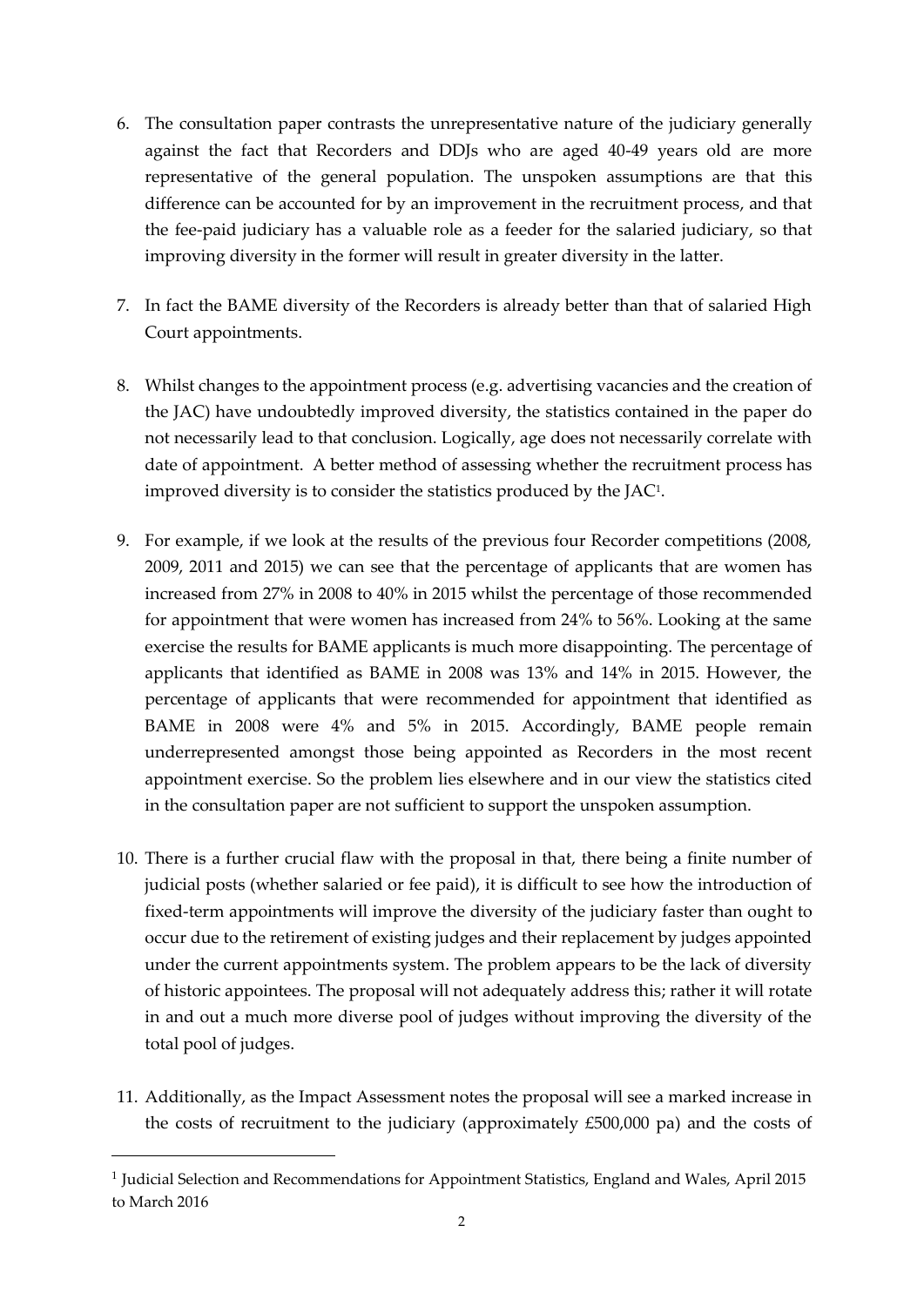6. The consultation paper contrasts the unrepresentative nature of the judiciary generally against the fact that Recorders and DDJs who are aged 40-49 years old are more representative of the general population. The unspoken assumptions are that this difference can be accounted for by an improvement in the recruitment process, and that the fee-paid judiciary has a valuable role as a feeder for the salaried judiciary, so that improving diversity in the former will result in greater diversity in the latter.

7. In fact the BAME diversity of the Recorders is already better than that of salaried High Court appointments.

8. Whilst changes to the appointment process (e.g. advertising vacancies and the creation of the JAC) have undoubtedly improved diversity, the statistics contained in the paper do not necessarily lead to that conclusion. Logically, age does not necessarily correlate with date of appointment. A better method of assessing whether the recruitment process has improved diversity is to consider the statistics produced by the JAC[1].

9. For example, if we look at the results of the previous four Recorder competitions (2008, 2009, 2011 and 2015) we can see that the percentage of applicants that are women has increased from 27% in 2008 to 40% in 2015 whilst the percentage of those recommended for appointment that were women has increased from 24% to 56%. Looking at the same exercise the results for BAME applicants is much more disappointing. The percentage of applicants that identified as BAME in 2008 was 13% and 14% in 2015. However, the percentage of applicants that were recommended for appointment that identified as BAME in 2008 were 4% and 5% in 2015. Accordingly, BAME people remain underrepresented amongst those being appointed as Recorders in the most recent appointment exercise. So the problem lies elsewhere and in our view the statistics cited in the consultation paper are not sufficient to support the unspoken assumption.

10. There is a further crucial flaw with the proposal in that, there being a finite number of judicial posts (whether salaried or fee paid), it is difficult to see how the introduction of fixed-term appointments will improve the diversity of the judiciary faster than ought to occur due to the retirement of existing judges and their replacement by judges appointed under the current appointments system. The problem appears to be the lack of diversity of historic appointees. The proposal will not adequately address this; rather it will rotate in and out a much more diverse pool of judges without improving the diversity of the total pool of judges.

11. Additionally, as the Impact Assessment notes the proposal will see a marked increase in the costs of recruitment to the judiciary (approximately £500,000 pa) and the costs of

---

[1] Judicial Selection and Recommendations for Appointment Statistics, England and Wales, April 2015 to March 2016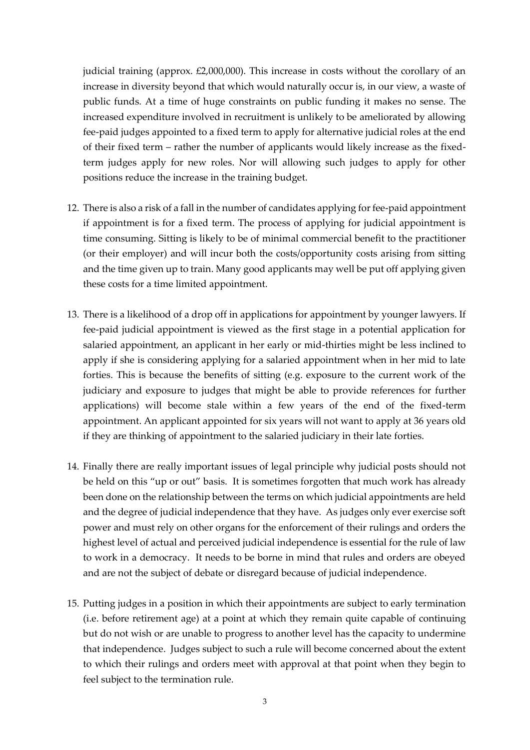judicial training (approx. £2,000,000). This increase in costs without the corollary of an increase in diversity beyond that which would naturally occur is, in our view, a waste of public funds. At a time of huge constraints on public funding it makes no sense. The increased expenditure involved in recruitment is unlikely to be ameliorated by allowing fee-paid judges appointed to a fixed term to apply for alternative judicial roles at the end of their fixed term – rather the number of applicants would likely increase as the fixed-term judges apply for new roles. Nor will allowing such judges to apply for other positions reduce the increase in the training budget.

12. There is also a risk of a fall in the number of candidates applying for fee-paid appointment if appointment is for a fixed term. The process of applying for judicial appointment is time consuming. Sitting is likely to be of minimal commercial benefit to the practitioner (or their employer) and will incur both the costs/opportunity costs arising from sitting and the time given up to train. Many good applicants may well be put off applying given these costs for a time limited appointment.

13. There is a likelihood of a drop off in applications for appointment by younger lawyers. If fee-paid judicial appointment is viewed as the first stage in a potential application for salaried appointment, an applicant in her early or mid-thirties might be less inclined to apply if she is considering applying for a salaried appointment when in her mid to late forties. This is because the benefits of sitting (e.g. exposure to the current work of the judiciary and exposure to judges that might be able to provide references for further applications) will become stale within a few years of the end of the fixed-term appointment. An applicant appointed for six years will not want to apply at 36 years old if they are thinking of appointment to the salaried judiciary in their late forties.

14. Finally there are really important issues of legal principle why judicial posts should not be held on this "up or out" basis. It is sometimes forgotten that much work has already been done on the relationship between the terms on which judicial appointments are held and the degree of judicial independence that they have. As judges only ever exercise soft power and must rely on other organs for the enforcement of their rulings and orders the highest level of actual and perceived judicial independence is essential for the rule of law to work in a democracy. It needs to be borne in mind that rules and orders are obeyed and are not the subject of debate or disregard because of judicial independence.

15. Putting judges in a position in which their appointments are subject to early termination (i.e. before retirement age) at a point at which they remain quite capable of continuing but do not wish or are unable to progress to another level has the capacity to undermine that independence. Judges subject to such a rule will become concerned about the extent to which their rulings and orders meet with approval at that point when they begin to feel subject to the termination rule.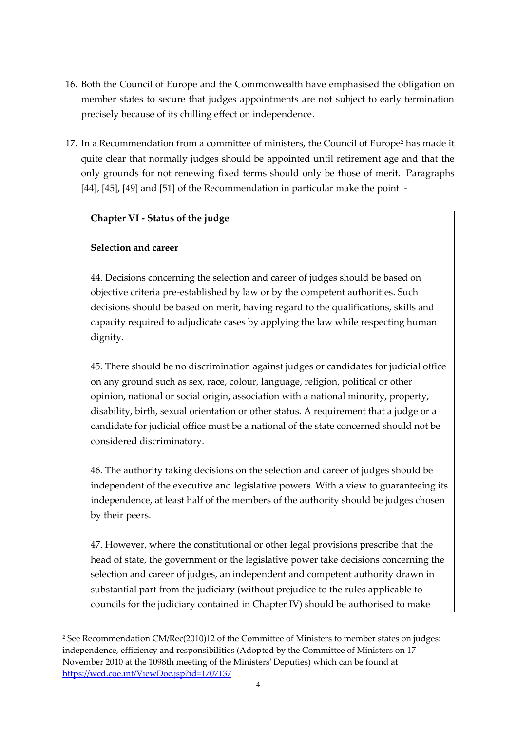16. Both the Council of Europe and the Commonwealth have emphasised the obligation on member states to secure that judges appointments are not subject to early termination precisely because of its chilling effect on independence.

17. In a Recommendation from a committee of ministers, the Council of Europe[2] has made it quite clear that normally judges should be appointed until retirement age and that the only grounds for not renewing fixed terms should only be those of merit. Paragraphs [44], [45], [49] and [51] of the Recommendation in particular make the point -

> **Chapter VI - Status of the judge**
>
> **Selection and career**
>
> 44. Decisions concerning the selection and career of judges should be based on objective criteria pre-established by law or by the competent authorities. Such decisions should be based on merit, having regard to the qualifications, skills and capacity required to adjudicate cases by applying the law while respecting human dignity.
>
> 45. There should be no discrimination against judges or candidates for judicial office on any ground such as sex, race, colour, language, religion, political or other opinion, national or social origin, association with a national minority, property, disability, birth, sexual orientation or other status. A requirement that a judge or a candidate for judicial office must be a national of the state concerned should not be considered discriminatory.
>
> 46. The authority taking decisions on the selection and career of judges should be independent of the executive and legislative powers. With a view to guaranteeing its independence, at least half of the members of the authority should be judges chosen by their peers.
>
> 47. However, where the constitutional or other legal provisions prescribe that the head of state, the government or the legislative power take decisions concerning the selection and career of judges, an independent and competent authority drawn in substantial part from the judiciary (without prejudice to the rules applicable to councils for the judiciary contained in Chapter IV) should be authorised to make

---

[2] See Recommendation CM/Rec(2010)12 of the Committee of Ministers to member states on judges: independence, efficiency and responsibilities (Adopted by the Committee of Ministers on 17 November 2010 at the 1098th meeting of the Ministers' Deputies) which can be found at https://wcd.coe.int/ViewDoc.jsp?id=1707137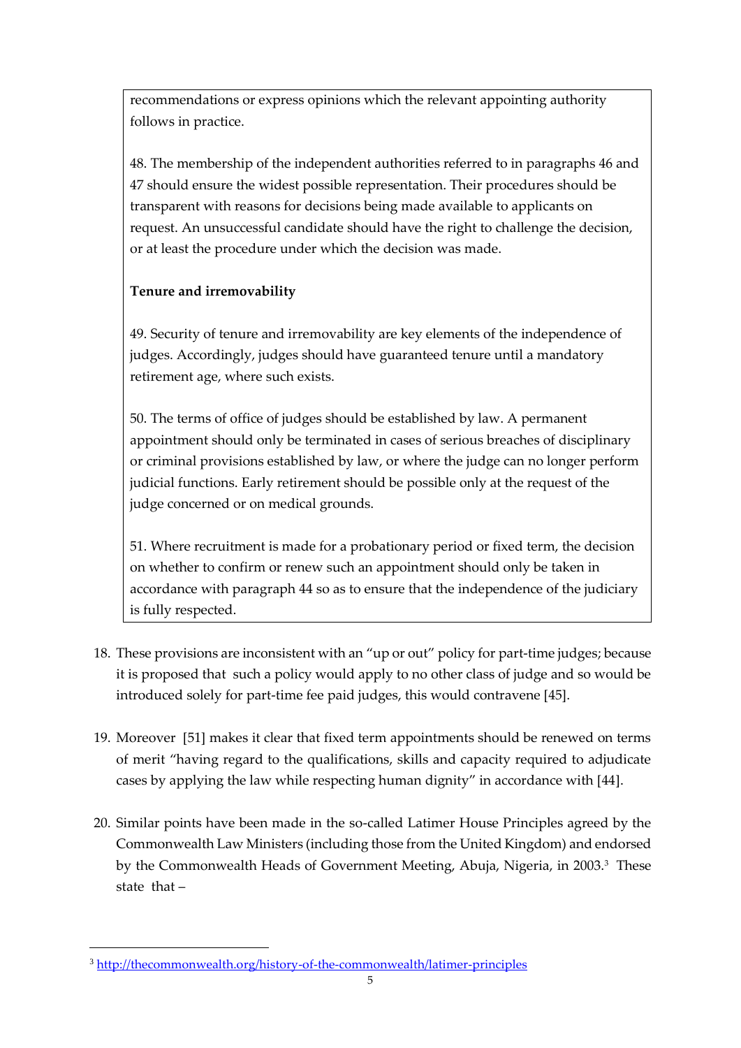recommendations or express opinions which the relevant appointing authority follows in practice.

48. The membership of the independent authorities referred to in paragraphs 46 and 47 should ensure the widest possible representation. Their procedures should be transparent with reasons for decisions being made available to applicants on request. An unsuccessful candidate should have the right to challenge the decision, or at least the procedure under which the decision was made.

**Tenure and irremovability**

49. Security of tenure and irremovability are key elements of the independence of judges. Accordingly, judges should have guaranteed tenure until a mandatory retirement age, where such exists.

50. The terms of office of judges should be established by law. A permanent appointment should only be terminated in cases of serious breaches of disciplinary or criminal provisions established by law, or where the judge can no longer perform judicial functions. Early retirement should be possible only at the request of the judge concerned or on medical grounds.

51. Where recruitment is made for a probationary period or fixed term, the decision on whether to confirm or renew such an appointment should only be taken in accordance with paragraph 44 so as to ensure that the independence of the judiciary is fully respected.

18. These provisions are inconsistent with an "up or out" policy for part-time judges; because it is proposed that such a policy would apply to no other class of judge and so would be introduced solely for part-time fee paid judges, this would contravene [45].

19. Moreover [51] makes it clear that fixed term appointments should be renewed on terms of merit "having regard to the qualifications, skills and capacity required to adjudicate cases by applying the law while respecting human dignity" in accordance with [44].

20. Similar points have been made in the so-called Latimer House Principles agreed by the Commonwealth Law Ministers (including those from the United Kingdom) and endorsed by the Commonwealth Heads of Government Meeting, Abuja, Nigeria, in 2003.[3] These state that –

[3] http://thecommonwealth.org/history-of-the-commonwealth/latimer-principles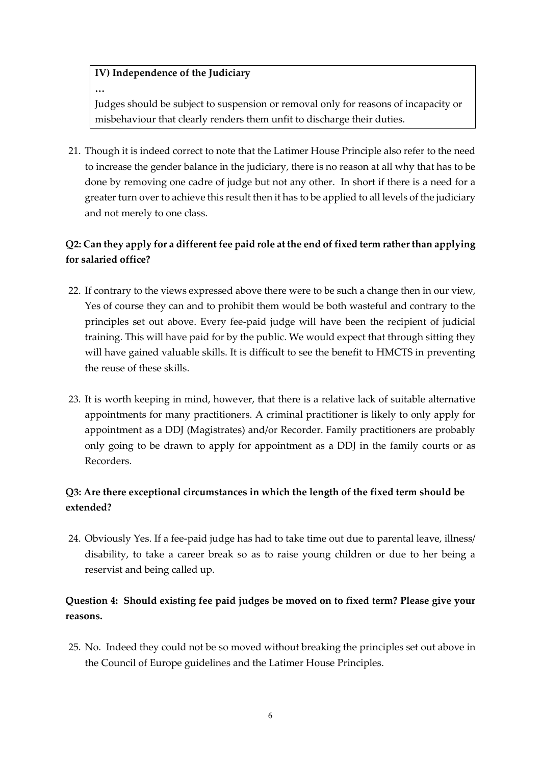> **IV) Independence of the Judiciary**
>
> …
>
> Judges should be subject to suspension or removal only for reasons of incapacity or misbehaviour that clearly renders them unfit to discharge their duties.

21. Though it is indeed correct to note that the Latimer House Principle also refer to the need to increase the gender balance in the judiciary, there is no reason at all why that has to be done by removing one cadre of judge but not any other. In short if there is a need for a greater turn over to achieve this result then it has to be applied to all levels of the judiciary and not merely to one class.

**Q2: Can they apply for a different fee paid role at the end of fixed term rather than applying for salaried office?**

22. If contrary to the views expressed above there were to be such a change then in our view, Yes of course they can and to prohibit them would be both wasteful and contrary to the principles set out above. Every fee-paid judge will have been the recipient of judicial training. This will have paid for by the public. We would expect that through sitting they will have gained valuable skills. It is difficult to see the benefit to HMCTS in preventing the reuse of these skills.

23. It is worth keeping in mind, however, that there is a relative lack of suitable alternative appointments for many practitioners. A criminal practitioner is likely to only apply for appointment as a DDJ (Magistrates) and/or Recorder. Family practitioners are probably only going to be drawn to apply for appointment as a DDJ in the family courts or as Recorders.

**Q3: Are there exceptional circumstances in which the length of the fixed term should be extended?**

24. Obviously Yes. If a fee-paid judge has had to take time out due to parental leave, illness/ disability, to take a career break so as to raise young children or due to her being a reservist and being called up.

**Question 4: Should existing fee paid judges be moved on to fixed term? Please give your reasons.**

25. No. Indeed they could not be so moved without breaking the principles set out above in the Council of Europe guidelines and the Latimer House Principles.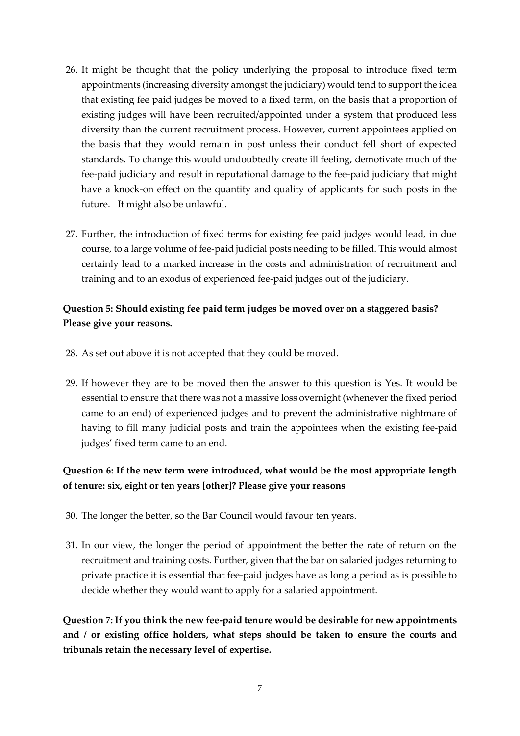26. It might be thought that the policy underlying the proposal to introduce fixed term appointments (increasing diversity amongst the judiciary) would tend to support the idea that existing fee paid judges be moved to a fixed term, on the basis that a proportion of existing judges will have been recruited/appointed under a system that produced less diversity than the current recruitment process. However, current appointees applied on the basis that they would remain in post unless their conduct fell short of expected standards. To change this would undoubtedly create ill feeling, demotivate much of the fee-paid judiciary and result in reputational damage to the fee-paid judiciary that might have a knock-on effect on the quantity and quality of applicants for such posts in the future. It might also be unlawful.

27. Further, the introduction of fixed terms for existing fee paid judges would lead, in due course, to a large volume of fee-paid judicial posts needing to be filled. This would almost certainly lead to a marked increase in the costs and administration of recruitment and training and to an exodus of experienced fee-paid judges out of the judiciary.

**Question 5: Should existing fee paid term judges be moved over on a staggered basis? Please give your reasons.**

28. As set out above it is not accepted that they could be moved.

29. If however they are to be moved then the answer to this question is Yes. It would be essential to ensure that there was not a massive loss overnight (whenever the fixed period came to an end) of experienced judges and to prevent the administrative nightmare of having to fill many judicial posts and train the appointees when the existing fee-paid judges' fixed term came to an end.

**Question 6: If the new term were introduced, what would be the most appropriate length of tenure: six, eight or ten years [other]? Please give your reasons**

30. The longer the better, so the Bar Council would favour ten years.

31. In our view, the longer the period of appointment the better the rate of return on the recruitment and training costs. Further, given that the bar on salaried judges returning to private practice it is essential that fee-paid judges have as long a period as is possible to decide whether they would want to apply for a salaried appointment.

**Question 7: If you think the new fee-paid tenure would be desirable for new appointments and / or existing office holders, what steps should be taken to ensure the courts and tribunals retain the necessary level of expertise.**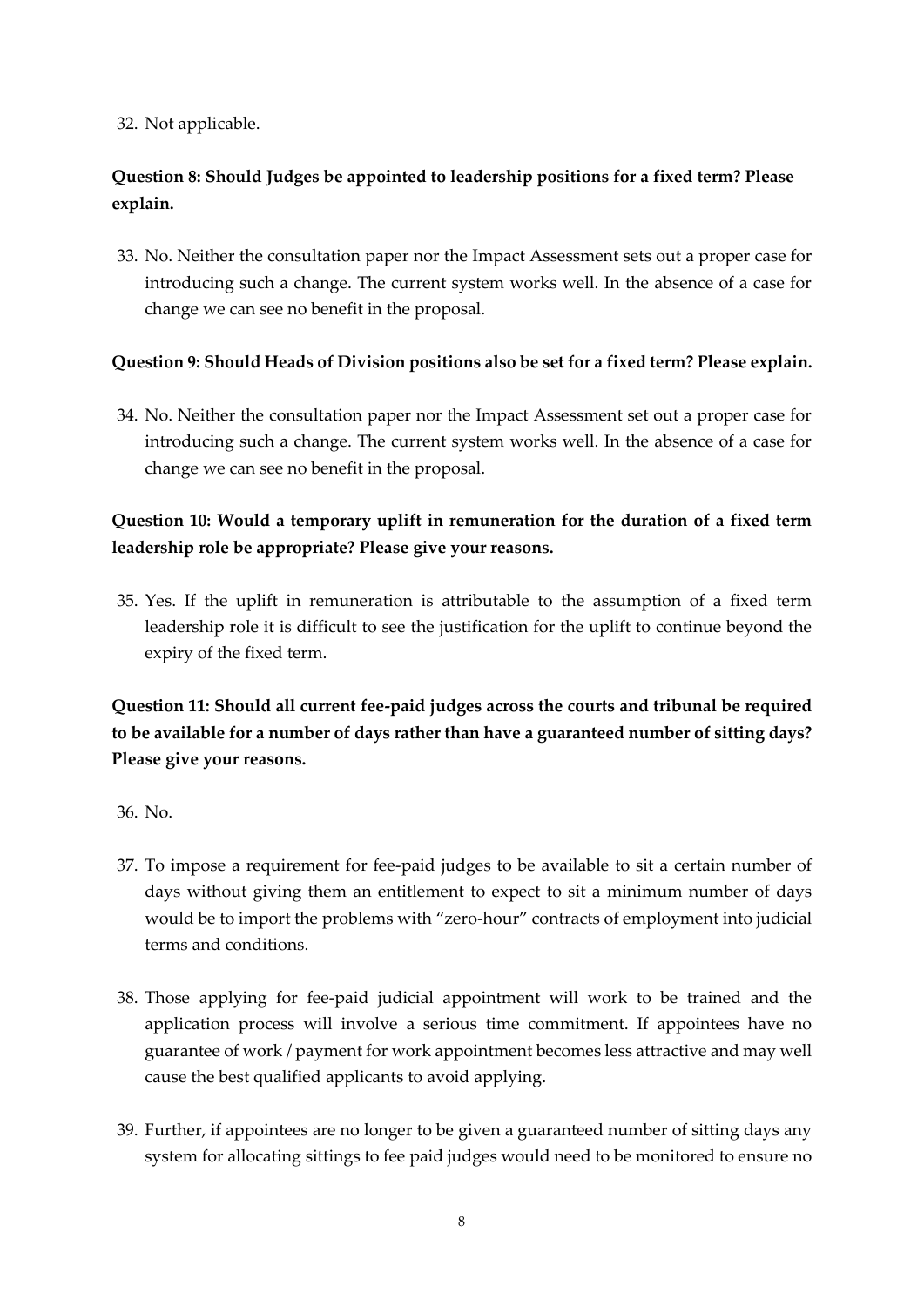32. Not applicable.

**Question 8: Should Judges be appointed to leadership positions for a fixed term? Please explain.**

33. No. Neither the consultation paper nor the Impact Assessment sets out a proper case for introducing such a change. The current system works well. In the absence of a case for change we can see no benefit in the proposal.

**Question 9: Should Heads of Division positions also be set for a fixed term? Please explain.**

34. No. Neither the consultation paper nor the Impact Assessment set out a proper case for introducing such a change. The current system works well. In the absence of a case for change we can see no benefit in the proposal.

**Question 10: Would a temporary uplift in remuneration for the duration of a fixed term leadership role be appropriate? Please give your reasons.**

35. Yes. If the uplift in remuneration is attributable to the assumption of a fixed term leadership role it is difficult to see the justification for the uplift to continue beyond the expiry of the fixed term.

**Question 11: Should all current fee-paid judges across the courts and tribunal be required to be available for a number of days rather than have a guaranteed number of sitting days? Please give your reasons.**

36. No.

37. To impose a requirement for fee-paid judges to be available to sit a certain number of days without giving them an entitlement to expect to sit a minimum number of days would be to import the problems with "zero-hour" contracts of employment into judicial terms and conditions.

38. Those applying for fee-paid judicial appointment will work to be trained and the application process will involve a serious time commitment. If appointees have no guarantee of work / payment for work appointment becomes less attractive and may well cause the best qualified applicants to avoid applying.

39. Further, if appointees are no longer to be given a guaranteed number of sitting days any system for allocating sittings to fee paid judges would need to be monitored to ensure no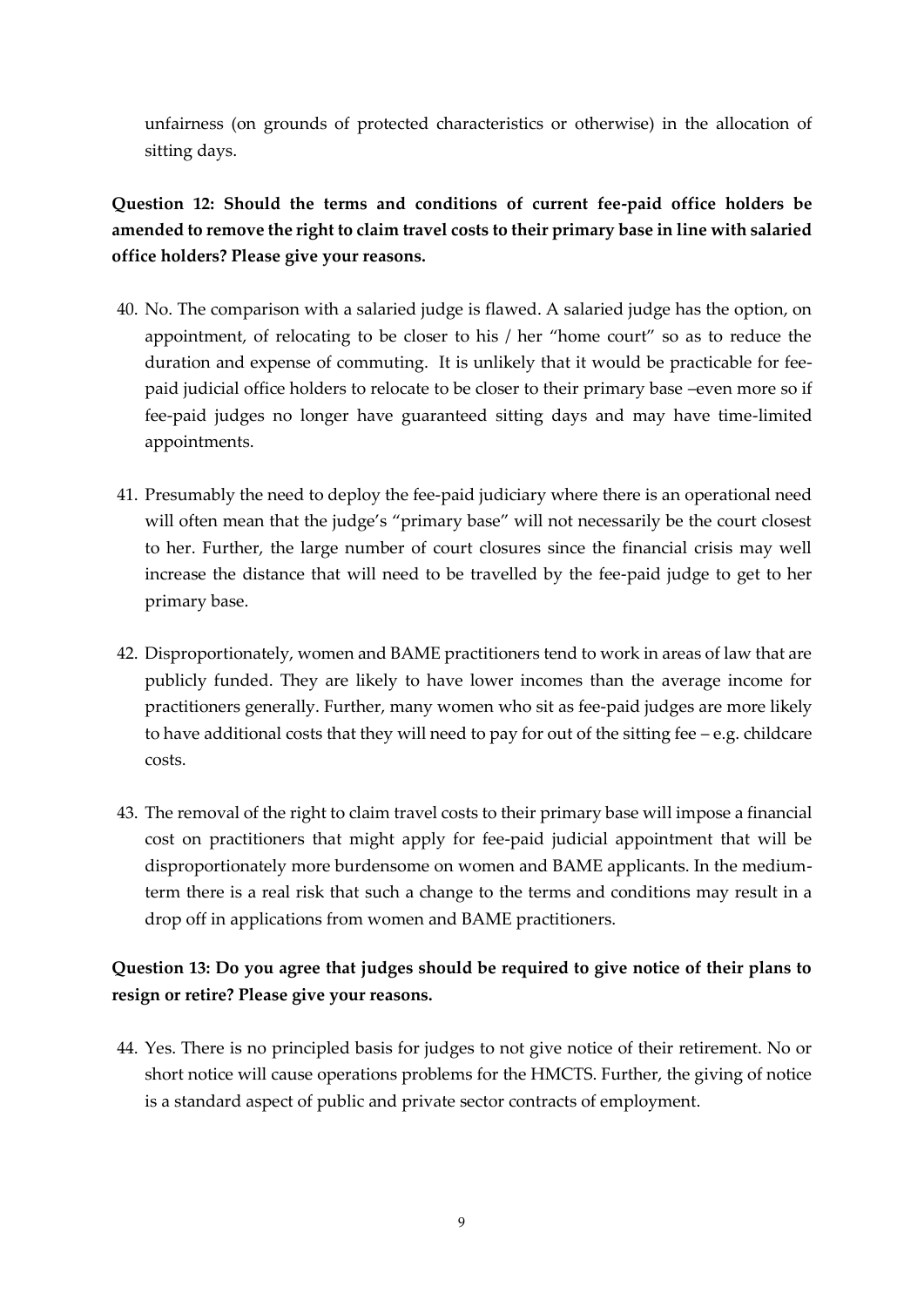unfairness (on grounds of protected characteristics or otherwise) in the allocation of sitting days.

**Question 12: Should the terms and conditions of current fee-paid office holders be amended to remove the right to claim travel costs to their primary base in line with salaried office holders? Please give your reasons.**

40. No. The comparison with a salaried judge is flawed. A salaried judge has the option, on appointment, of relocating to be closer to his / her "home court" so as to reduce the duration and expense of commuting. It is unlikely that it would be practicable for fee-paid judicial office holders to relocate to be closer to their primary base –even more so if fee-paid judges no longer have guaranteed sitting days and may have time-limited appointments.

41. Presumably the need to deploy the fee-paid judiciary where there is an operational need will often mean that the judge's "primary base" will not necessarily be the court closest to her. Further, the large number of court closures since the financial crisis may well increase the distance that will need to be travelled by the fee-paid judge to get to her primary base.

42. Disproportionately, women and BAME practitioners tend to work in areas of law that are publicly funded. They are likely to have lower incomes than the average income for practitioners generally. Further, many women who sit as fee-paid judges are more likely to have additional costs that they will need to pay for out of the sitting fee – e.g. childcare costs.

43. The removal of the right to claim travel costs to their primary base will impose a financial cost on practitioners that might apply for fee-paid judicial appointment that will be disproportionately more burdensome on women and BAME applicants. In the medium-term there is a real risk that such a change to the terms and conditions may result in a drop off in applications from women and BAME practitioners.

**Question 13: Do you agree that judges should be required to give notice of their plans to resign or retire? Please give your reasons.**

44. Yes. There is no principled basis for judges to not give notice of their retirement. No or short notice will cause operations problems for the HMCTS. Further, the giving of notice is a standard aspect of public and private sector contracts of employment.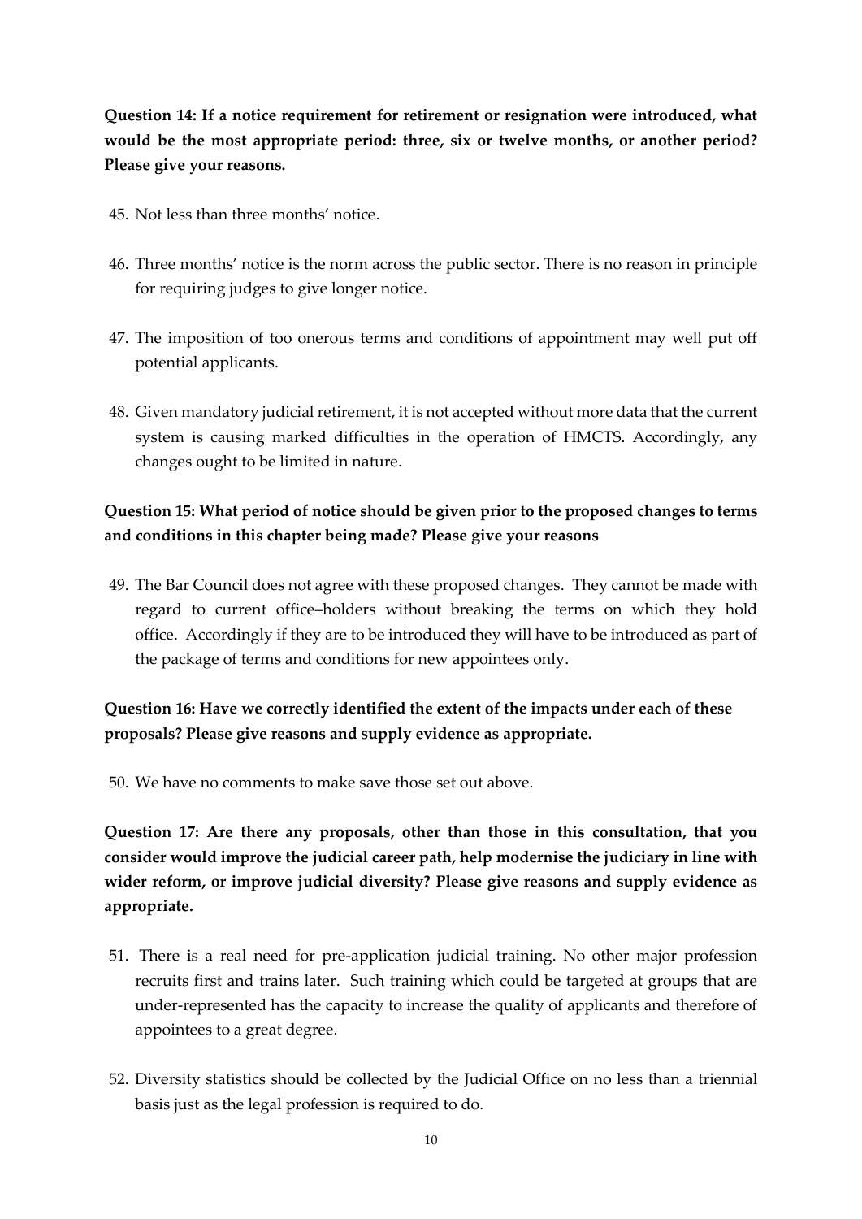**Question 14: If a notice requirement for retirement or resignation were introduced, what would be the most appropriate period: three, six or twelve months, or another period? Please give your reasons.**

45. Not less than three months' notice.

46. Three months' notice is the norm across the public sector. There is no reason in principle for requiring judges to give longer notice.

47. The imposition of too onerous terms and conditions of appointment may well put off potential applicants.

48. Given mandatory judicial retirement, it is not accepted without more data that the current system is causing marked difficulties in the operation of HMCTS. Accordingly, any changes ought to be limited in nature.

**Question 15: What period of notice should be given prior to the proposed changes to terms and conditions in this chapter being made? Please give your reasons**

49. The Bar Council does not agree with these proposed changes. They cannot be made with regard to current office–holders without breaking the terms on which they hold office. Accordingly if they are to be introduced they will have to be introduced as part of the package of terms and conditions for new appointees only.

**Question 16: Have we correctly identified the extent of the impacts under each of these proposals? Please give reasons and supply evidence as appropriate.**

50. We have no comments to make save those set out above.

**Question 17: Are there any proposals, other than those in this consultation, that you consider would improve the judicial career path, help modernise the judiciary in line with wider reform, or improve judicial diversity? Please give reasons and supply evidence as appropriate.**

51. There is a real need for pre-application judicial training. No other major profession recruits first and trains later. Such training which could be targeted at groups that are under-represented has the capacity to increase the quality of applicants and therefore of appointees to a great degree.

52. Diversity statistics should be collected by the Judicial Office on no less than a triennial basis just as the legal profession is required to do.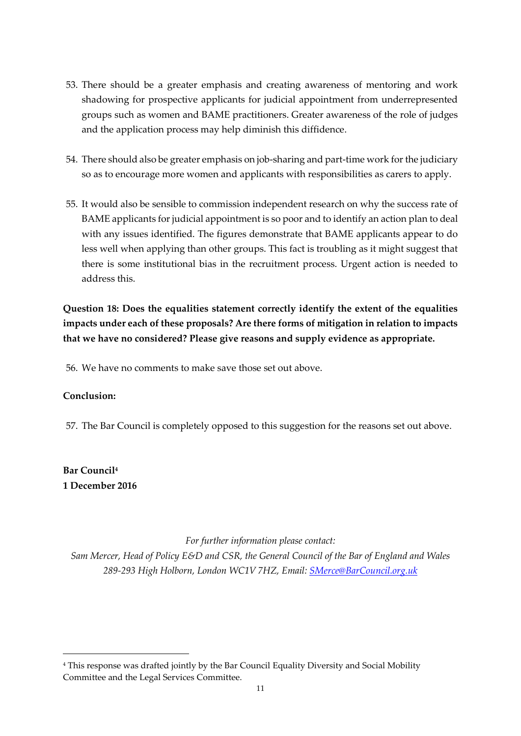53. There should be a greater emphasis and creating awareness of mentoring and work shadowing for prospective applicants for judicial appointment from underrepresented groups such as women and BAME practitioners. Greater awareness of the role of judges and the application process may help diminish this diffidence.

54. There should also be greater emphasis on job-sharing and part-time work for the judiciary so as to encourage more women and applicants with responsibilities as carers to apply.

55. It would also be sensible to commission independent research on why the success rate of BAME applicants for judicial appointment is so poor and to identify an action plan to deal with any issues identified. The figures demonstrate that BAME applicants appear to do less well when applying than other groups. This fact is troubling as it might suggest that there is some institutional bias in the recruitment process. Urgent action is needed to address this.

**Question 18: Does the equalities statement correctly identify the extent of the equalities impacts under each of these proposals? Are there forms of mitigation in relation to impacts that we have no considered? Please give reasons and supply evidence as appropriate.**

56. We have no comments to make save those set out above.

**Conclusion:**

57. The Bar Council is completely opposed to this suggestion for the reasons set out above.

**Bar Council**[4]
**1 December 2016**

*For further information please contact:*
*Sam Mercer, Head of Policy E&D and CSR, the General Council of the Bar of England and Wales 289-293 High Holborn, London WC1V 7HZ, Email: SMerce@BarCouncil.org.uk*

[4] This response was drafted jointly by the Bar Council Equality Diversity and Social Mobility Committee and the Legal Services Committee.